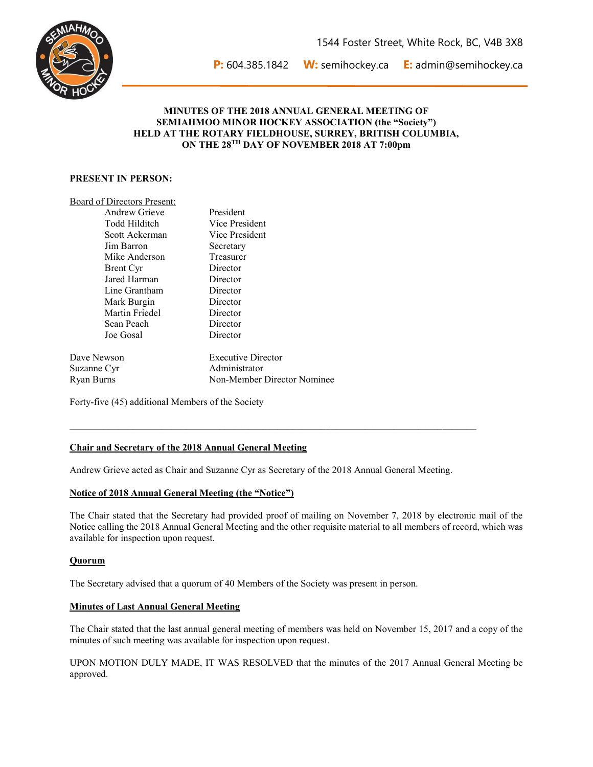1544 Foster Street, White Rock, BC, V4B 3X8

**P:** 604.385.1842 **W:** semihockey.ca **E:** admin@semihockey.ca

**MINUTES OF THE 2018 ANNUAL GENERAL MEETING OF SEMIAHMOO MINOR HOCKEY ASSOCIATION (the "Society") HELD AT THE ROTARY FIELDHOUSE, SURREY, BRITISH COLUMBIA, ON THE 28TH DAY OF NOVEMBER 2018 AT 7:00pm**

**PRESENT IN PERSON:**

Board of Directors Present:

| | |
|---|---|
| Andrew Grieve | President |
| Todd Hilditch | Vice President |
| Scott Ackerman | Vice President |
| Jim Barron | Secretary |
| Mike Anderson | Treasurer |
| Brent Cyr | Director |
| Jared Harman | Director |
| Line Grantham | Director |
| Mark Burgin | Director |
| Martin Friedel | Director |
| Sean Peach | Director |
| Joe Gosal | Director |

| | |
|---|---|
| Dave Newson | Executive Director |
| Suzanne Cyr | Administrator |
| Ryan Burns | Non-Member Director Nominee |

Forty-five (45) additional Members of the Society

---

**Chair and Secretary of the 2018 Annual General Meeting**

Andrew Grieve acted as Chair and Suzanne Cyr as Secretary of the 2018 Annual General Meeting.

**Notice of 2018 Annual General Meeting (the "Notice")**

The Chair stated that the Secretary had provided proof of mailing on November 7, 2018 by electronic mail of the Notice calling the 2018 Annual General Meeting and the other requisite material to all members of record, which was available for inspection upon request.

**Quorum**

The Secretary advised that a quorum of 40 Members of the Society was present in person.

**Minutes of Last Annual General Meeting**

The Chair stated that the last annual general meeting of members was held on November 15, 2017 and a copy of the minutes of such meeting was available for inspection upon request.

UPON MOTION DULY MADE, IT WAS RESOLVED that the minutes of the 2017 Annual General Meeting be approved.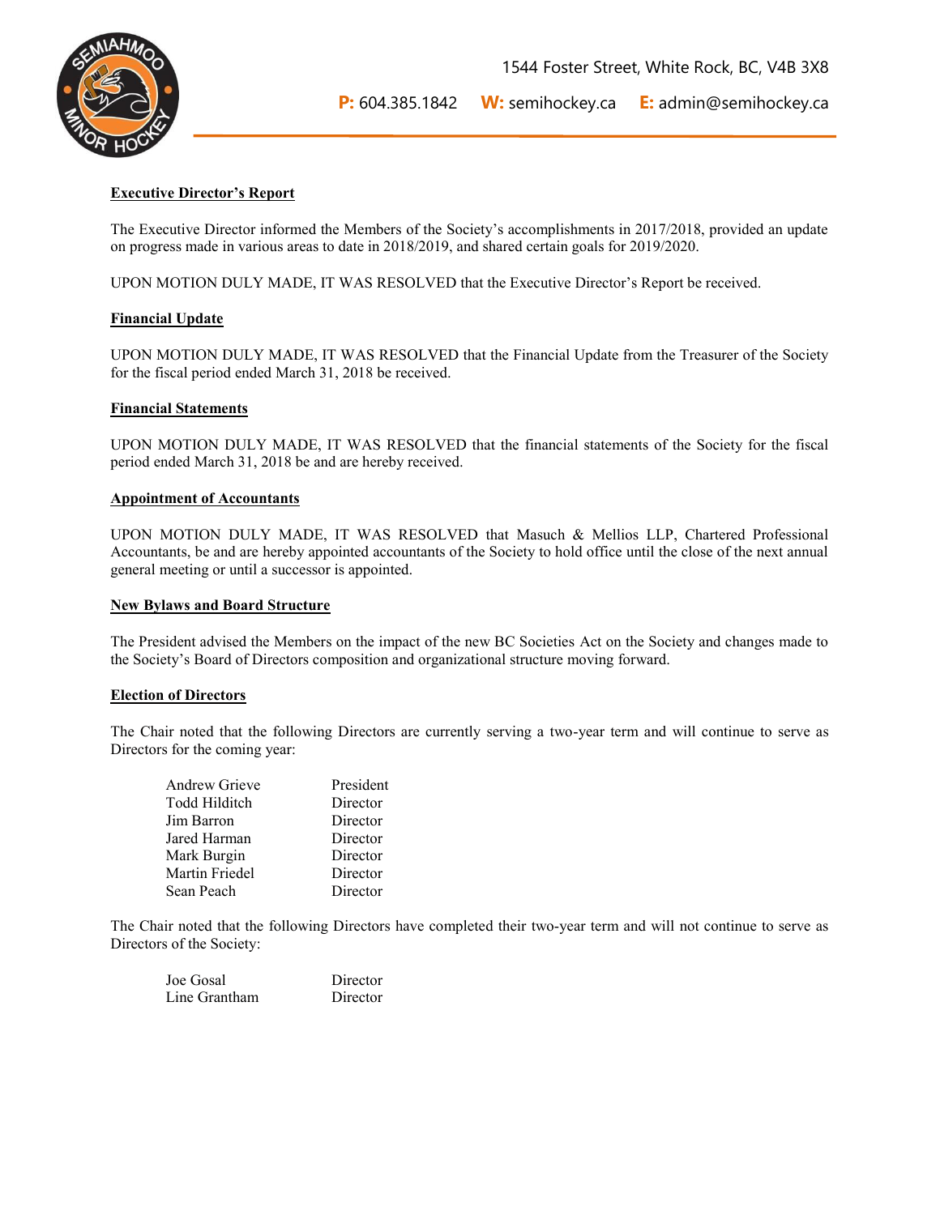**Executive Director's Report**

The Executive Director informed the Members of the Society's accomplishments in 2017/2018, provided an update on progress made in various areas to date in 2018/2019, and shared certain goals for 2019/2020.

UPON MOTION DULY MADE, IT WAS RESOLVED that the Executive Director's Report be received.

**Financial Update**

UPON MOTION DULY MADE, IT WAS RESOLVED that the Financial Update from the Treasurer of the Society for the fiscal period ended March 31, 2018 be received.

**Financial Statements**

UPON MOTION DULY MADE, IT WAS RESOLVED that the financial statements of the Society for the fiscal period ended March 31, 2018 be and are hereby received.

**Appointment of Accountants**

UPON MOTION DULY MADE, IT WAS RESOLVED that Masuch & Mellios LLP, Chartered Professional Accountants, be and are hereby appointed accountants of the Society to hold office until the close of the next annual general meeting or until a successor is appointed.

**New Bylaws and Board Structure**

The President advised the Members on the impact of the new BC Societies Act on the Society and changes made to the Society's Board of Directors composition and organizational structure moving forward.

**Election of Directors**

The Chair noted that the following Directors are currently serving a two-year term and will continue to serve as Directors for the coming year:

| | |
|---|---|
| Andrew Grieve | President |
| Todd Hilditch | Director |
| Jim Barron | Director |
| Jared Harman | Director |
| Mark Burgin | Director |
| Martin Friedel | Director |
| Sean Peach | Director |

The Chair noted that the following Directors have completed their two-year term and will not continue to serve as Directors of the Society:

| | |
|---|---|
| Joe Gosal | Director |
| Line Grantham | Director |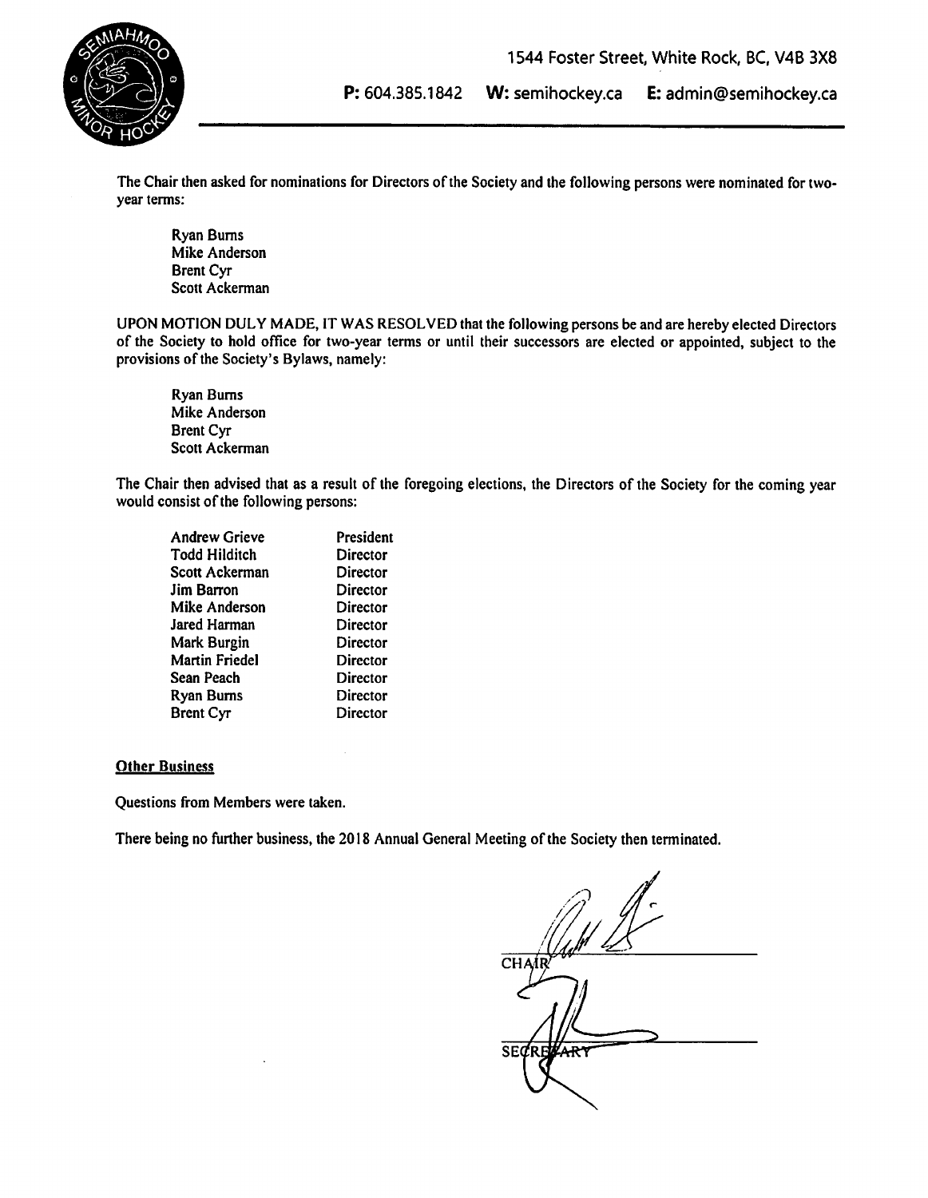1544 Foster Street, White Rock, BC, V4B 3X8

**P:** 604.385.1842 **W:** semihockey.ca **E:** admin@semihockey.ca

The Chair then asked for nominations for Directors of the Society and the following persons were nominated for two-year terms:

Ryan Burns
Mike Anderson
Brent Cyr
Scott Ackerman

UPON MOTION DULY MADE, IT WAS RESOLVED that the following persons be and are hereby elected Directors of the Society to hold office for two-year terms or until their successors are elected or appointed, subject to the provisions of the Society's Bylaws, namely:

Ryan Burns
Mike Anderson
Brent Cyr
Scott Ackerman

The Chair then advised that as a result of the foregoing elections, the Directors of the Society for the coming year would consist of the following persons:

| | |
|---|---|
| Andrew Grieve | President |
| Todd Hilditch | Director |
| Scott Ackerman | Director |
| Jim Barron | Director |
| Mike Anderson | Director |
| Jared Harman | Director |
| Mark Burgin | Director |
| Martin Friedel | Director |
| Sean Peach | Director |
| Ryan Burns | Director |
| Brent Cyr | Director |

**Other Business**

Questions from Members were taken.

There being no further business, the 2018 Annual General Meeting of the Society then terminated.

CHAIR

SECRETARY